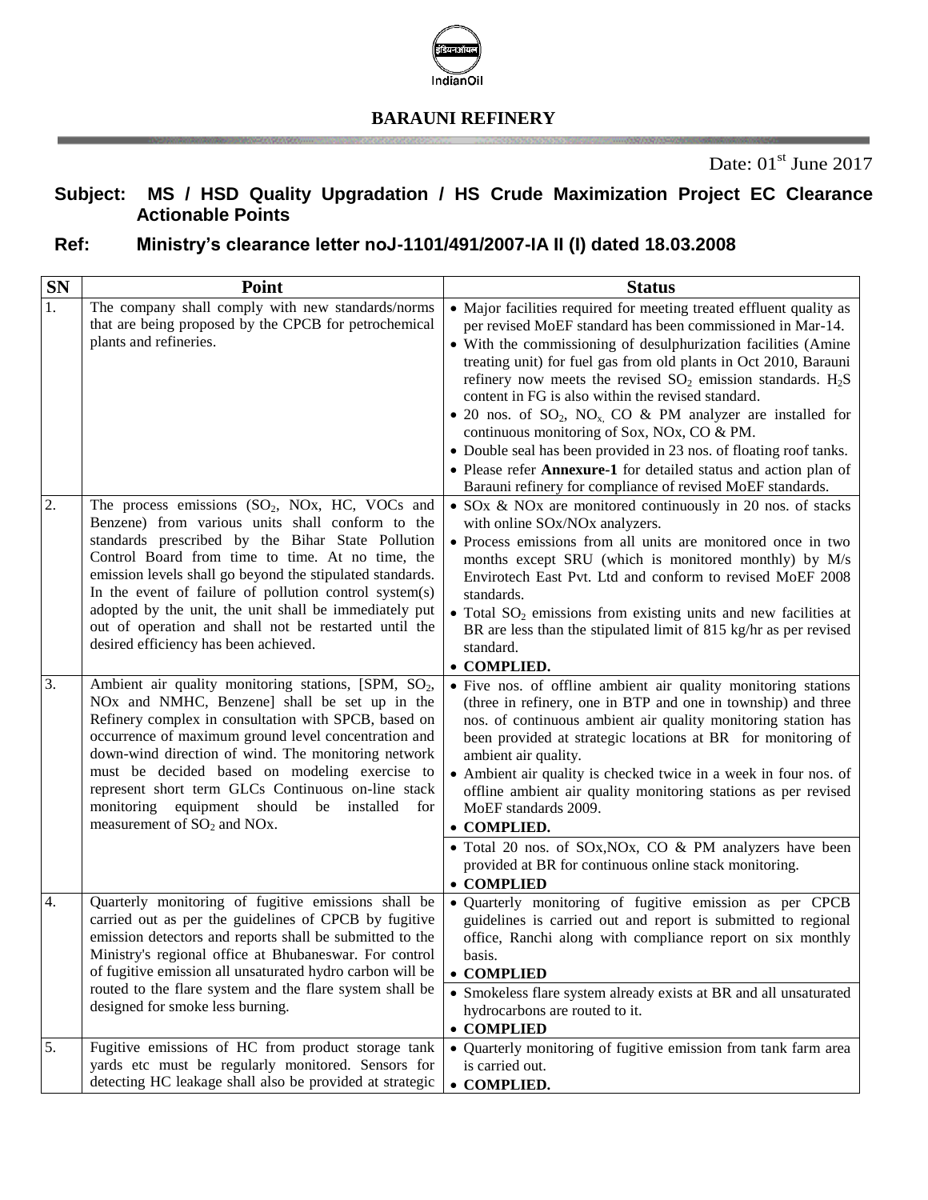IndianOil

## BARAUNI REFINERY

Date: 01[st] June 2017

**Subject: MS / HSD Quality Upgradation / HS Crude Maximization Project EC Clearance Actionable Points**

**Ref: Ministry's clearance letter noJ-1101/491/2007-IA II (I) dated 18.03.2008**

| SN | Point | Status |
|---|---|---|
| 1. | The company shall comply with new standards/norms that are being proposed by the CPCB for petrochemical plants and refineries. | • Major facilities required for meeting treated effluent quality as per revised MoEF standard has been commissioned in Mar-14.<br>• With the commissioning of desulphurization facilities (Amine treating unit) for fuel gas from old plants in Oct 2010, Barauni refinery now meets the revised $SO_2$ emission standards. $H_2S$ content in FG is also within the revised standard.<br>• 20 nos. of $SO_2$, $NO_x$, CO & PM analyzer are installed for continuous monitoring of Sox, NOx, CO & PM.<br>• Double seal has been provided in 23 nos. of floating roof tanks.<br>• Please refer **Annexure-1** for detailed status and action plan of Barauni refinery for compliance of revised MoEF standards. |
| 2. | The process emissions ($SO_2$, NOx, HC, VOCs and Benzene) from various units shall conform to the standards prescribed by the Bihar State Pollution Control Board from time to time. At no time, the emission levels shall go beyond the stipulated standards. In the event of failure of pollution control system(s) adopted by the unit, the unit shall be immediately put out of operation and shall not be restarted until the desired efficiency has been achieved. | • SOx & NOx are monitored continuously in 20 nos. of stacks with online SOx/NOx analyzers.<br>• Process emissions from all units are monitored once in two months except SRU (which is monitored monthly) by M/s Envirotech East Pvt. Ltd and conform to revised MoEF 2008 standards.<br>• Total $SO_2$ emissions from existing units and new facilities at BR are less than the stipulated limit of 815 kg/hr as per revised standard.<br>• **COMPLIED.** |
| 3. | Ambient air quality monitoring stations, [SPM, $SO_2$, NOx and NMHC, Benzene] shall be set up in the Refinery complex in consultation with SPCB, based on occurrence of maximum ground level concentration and down-wind direction of wind. The monitoring network must be decided based on modeling exercise to represent short term GLCs Continuous on-line stack monitoring equipment should be installed for measurement of $SO_2$ and NOx. | • Five nos. of offline ambient air quality monitoring stations (three in refinery, one in BTP and one in township) and three nos. of continuous ambient air quality monitoring station has been provided at strategic locations at BR for monitoring of ambient air quality.<br>• Ambient air quality is checked twice in a week in four nos. of offline ambient air quality monitoring stations as per revised MoEF standards 2009.<br>• **COMPLIED.**<br><br>• Total 20 nos. of SOx,NOx, CO & PM analyzers have been provided at BR for continuous online stack monitoring.<br>• **COMPLIED** |
| 4. | Quarterly monitoring of fugitive emissions shall be carried out as per the guidelines of CPCB by fugitive emission detectors and reports shall be submitted to the Ministry's regional office at Bhubaneswar. For control of fugitive emission all unsaturated hydro carbon will be routed to the flare system and the flare system shall be designed for smoke less burning. | • Quarterly monitoring of fugitive emission as per CPCB guidelines is carried out and report is submitted to regional office, Ranchi along with compliance report on six monthly basis.<br>• **COMPLIED**<br><br>• Smokeless flare system already exists at BR and all unsaturated hydrocarbons are routed to it.<br>• **COMPLIED** |
| 5. | Fugitive emissions of HC from product storage tank yards etc must be regularly monitored. Sensors for detecting HC leakage shall also be provided at strategic | • Quarterly monitoring of fugitive emission from tank farm area is carried out.<br>• **COMPLIED.** |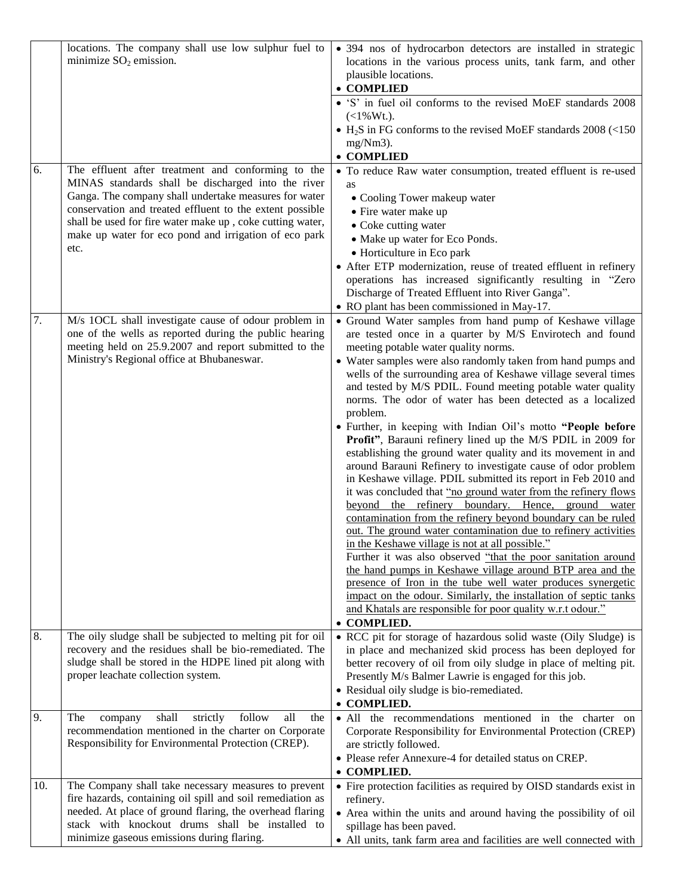| | | |
|---|---|---|
| | locations. The company shall use low sulphur fuel to minimize $SO_2$ emission. | • 394 nos of hydrocarbon detectors are installed in strategic locations in the various process units, tank farm, and other plausible locations.<br>• **COMPLIED**<br>• 'S' in fuel oil conforms to the revised MoEF standards 2008 (<1%Wt.).<br>• $H_2S$ in FG conforms to the revised MoEF standards 2008 (<150 mg/Nm3).<br>• **COMPLIED** |
| 6. | The effluent after treatment and conforming to the MINAS standards shall be discharged into the river Ganga. The company shall undertake measures for water conservation and treated effluent to the extent possible shall be used for fire water make up , coke cutting water, make up water for eco pond and irrigation of eco park etc. | • To reduce Raw water consumption, treated effluent is re-used as<br>  • Cooling Tower makeup water<br>  • Fire water make up<br>  • Coke cutting water<br>  • Make up water for Eco Ponds.<br>  • Horticulture in Eco park<br>• After ETP modernization, reuse of treated effluent in refinery operations has increased significantly resulting in "Zero Discharge of Treated Effluent into River Ganga".<br>• RO plant has been commissioned in May-17. |
| 7. | M/s 1OCL shall investigate cause of odour problem in one of the wells as reported during the public hearing meeting held on 25.9.2007 and report submitted to the Ministry's Regional office at Bhubaneswar. | • Ground Water samples from hand pump of Keshawe village are tested once in a quarter by M/S Envirotech and found meeting potable water quality norms.<br>• Water samples were also randomly taken from hand pumps and wells of the surrounding area of Keshawe village several times and tested by M/S PDIL. Found meeting potable water quality norms. The odor of water has been detected as a localized problem.<br>• Further, in keeping with Indian Oil's motto **"People before Profit"**, Barauni refinery lined up the M/S PDIL in 2009 for establishing the ground water quality and its movement in and around Barauni Refinery to investigate cause of odor problem in Keshawe village. PDIL submitted its report in Feb 2010 and it was concluded that "no ground water from the refinery flows beyond the refinery boundary. Hence, ground water contamination from the refinery beyond boundary can be ruled out. The ground water contamination due to refinery activities in the Keshawe village is not at all possible."<br>Further it was also observed "that the poor sanitation around the hand pumps in Keshawe village around BTP area and the presence of Iron in the tube well water produces synergetic impact on the odour. Similarly, the installation of septic tanks and Khatals are responsible for poor quality w.r.t odour."<br>• **COMPLIED.** |
| 8. | The oily sludge shall be subjected to melting pit for oil recovery and the residues shall be bio-remediated. The sludge shall be stored in the HDPE lined pit along with proper leachate collection system. | • RCC pit for storage of hazardous solid waste (Oily Sludge) is in place and mechanized skid process has been deployed for better recovery of oil from oily sludge in place of melting pit. Presently M/s Balmer Lawrie is engaged for this job.<br>• Residual oily sludge is bio-remediated.<br>• **COMPLIED.** |
| 9. | The company shall strictly follow all the recommendation mentioned in the charter on Corporate Responsibility for Environmental Protection (CREP). | • All the recommendations mentioned in the charter on Corporate Responsibility for Environmental Protection (CREP) are strictly followed.<br>• Please refer Annexure-4 for detailed status on CREP.<br>• **COMPLIED.** |
| 10. | The Company shall take necessary measures to prevent fire hazards, containing oil spill and soil remediation as needed. At place of ground flaring, the overhead flaring stack with knockout drums shall be installed to minimize gaseous emissions during flaring. | • Fire protection facilities as required by OISD standards exist in refinery.<br>• Area within the units and around having the possibility of oil spillage has been paved.<br>• All units, tank farm area and facilities are well connected with |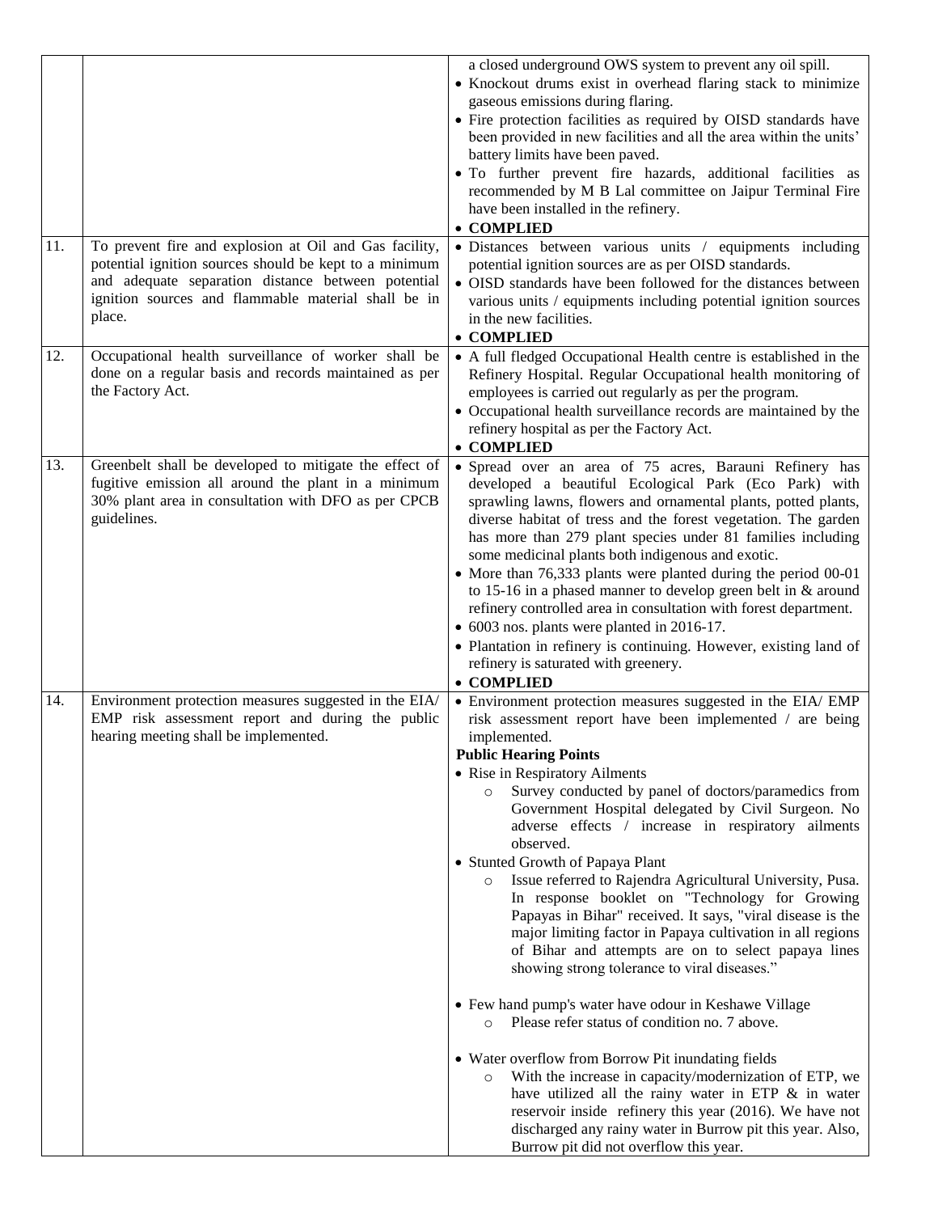| | | |
|---|---|---|
| | | a closed underground OWS system to prevent any oil spill.<br>• Knockout drums exist in overhead flaring stack to minimize gaseous emissions during flaring.<br>• Fire protection facilities as required by OISD standards have been provided in new facilities and all the area within the units' battery limits have been paved.<br>• To further prevent fire hazards, additional facilities as recommended by M B Lal committee on Jaipur Terminal Fire have been installed in the refinery.<br>• **COMPLIED** |
| 11. | To prevent fire and explosion at Oil and Gas facility, potential ignition sources should be kept to a minimum and adequate separation distance between potential ignition sources and flammable material shall be in place. | • Distances between various units / equipments including potential ignition sources are as per OISD standards.<br>• OISD standards have been followed for the distances between various units / equipments including potential ignition sources in the new facilities.<br>• **COMPLIED** |
| 12. | Occupational health surveillance of worker shall be done on a regular basis and records maintained as per the Factory Act. | • A full fledged Occupational Health centre is established in the Refinery Hospital. Regular Occupational health monitoring of employees is carried out regularly as per the program.<br>• Occupational health surveillance records are maintained by the refinery hospital as per the Factory Act.<br>• **COMPLIED** |
| 13. | Greenbelt shall be developed to mitigate the effect of fugitive emission all around the plant in a minimum 30% plant area in consultation with DFO as per CPCB guidelines. | • Spread over an area of 75 acres, Barauni Refinery has developed a beautiful Ecological Park (Eco Park) with sprawling lawns, flowers and ornamental plants, potted plants, diverse habitat of tress and the forest vegetation. The garden has more than 279 plant species under 81 families including some medicinal plants both indigenous and exotic.<br>• More than 76,333 plants were planted during the period 00-01 to 15-16 in a phased manner to develop green belt in & around refinery controlled area in consultation with forest department.<br>• 6003 nos. plants were planted in 2016-17.<br>• Plantation in refinery is continuing. However, existing land of refinery is saturated with greenery.<br>• **COMPLIED** |
| 14. | Environment protection measures suggested in the EIA/ EMP risk assessment report and during the public hearing meeting shall be implemented. | • Environment protection measures suggested in the EIA/ EMP risk assessment report have been implemented / are being implemented.<br>**Public Hearing Points**<br>• Rise in Respiratory Ailments<br>&nbsp;&nbsp;○ Survey conducted by panel of doctors/paramedics from Government Hospital delegated by Civil Surgeon. No adverse effects / increase in respiratory ailments observed.<br>• Stunted Growth of Papaya Plant<br>&nbsp;&nbsp;○ Issue referred to Rajendra Agricultural University, Pusa. In response booklet on "Technology for Growing Papayas in Bihar" received. It says, "viral disease is the major limiting factor in Papaya cultivation in all regions of Bihar and attempts are on to select papaya lines showing strong tolerance to viral diseases."<br>• Few hand pump's water have odour in Keshawe Village<br>&nbsp;&nbsp;○ Please refer status of condition no. 7 above.<br>• Water overflow from Borrow Pit inundating fields<br>&nbsp;&nbsp;○ With the increase in capacity/modernization of ETP, we have utilized all the rainy water in ETP & in water reservoir inside refinery this year (2016). We have not discharged any rainy water in Burrow pit this year. Also, Burrow pit did not overflow this year. |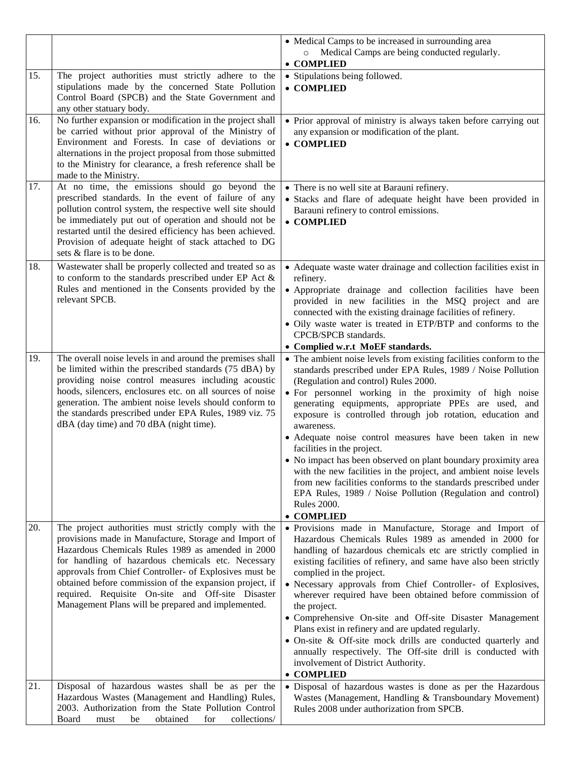| | | |
|---|---|---|
| | | • Medical Camps to be increased in surrounding area<br>  ○ Medical Camps are being conducted regularly.<br>• **COMPLIED** |
| 15. | The project authorities must strictly adhere to the stipulations made by the concerned State Pollution Control Board (SPCB) and the State Government and any other statuary body. | • Stipulations being followed.<br>• **COMPLIED** |
| 16. | No further expansion or modification in the project shall be carried without prior approval of the Ministry of Environment and Forests. In case of deviations or alternations in the project proposal from those submitted to the Ministry for clearance, a fresh reference shall be made to the Ministry. | • Prior approval of ministry is always taken before carrying out any expansion or modification of the plant.<br>• **COMPLIED** |
| 17. | At no time, the emissions should go beyond the prescribed standards. In the event of failure of any pollution control system, the respective well site should be immediately put out of operation and should not be restarted until the desired efficiency has been achieved. Provision of adequate height of stack attached to DG sets & flare is to be done. | • There is no well site at Barauni refinery.<br>• Stacks and flare of adequate height have been provided in Barauni refinery to control emissions.<br>• **COMPLIED** |
| 18. | Wastewater shall be properly collected and treated so as to conform to the standards prescribed under EP Act & Rules and mentioned in the Consents provided by the relevant SPCB. | • Adequate waste water drainage and collection facilities exist in refinery.<br>• Appropriate drainage and collection facilities have been provided in new facilities in the MSQ project and are connected with the existing drainage facilities of refinery.<br>• Oily waste water is treated in ETP/BTP and conforms to the CPCB/SPCB standards.<br>• **Complied w.r.t MoEF standards.** |
| 19. | The overall noise levels in and around the premises shall be limited within the prescribed standards (75 dBA) by providing noise control measures including acoustic hoods, silencers, enclosures etc. on all sources of noise generation. The ambient noise levels should conform to the standards prescribed under EPA Rules, 1989 viz. 75 dBA (day time) and 70 dBA (night time). | • The ambient noise levels from existing facilities conform to the standards prescribed under EPA Rules, 1989 / Noise Pollution (Regulation and control) Rules 2000.<br>• For personnel working in the proximity of high noise generating equipments, appropriate PPEs are used, and exposure is controlled through job rotation, education and awareness.<br>• Adequate noise control measures have been taken in new facilities in the project.<br>• No impact has been observed on plant boundary proximity area with the new facilities in the project, and ambient noise levels from new facilities conforms to the standards prescribed under EPA Rules, 1989 / Noise Pollution (Regulation and control) Rules 2000.<br>• **COMPLIED** |
| 20. | The project authorities must strictly comply with the provisions made in Manufacture, Storage and Import of Hazardous Chemicals Rules 1989 as amended in 2000 for handling of hazardous chemicals etc. Necessary approvals from Chief Controller- of Explosives must be obtained before commission of the expansion project, if required. Requisite On-site and Off-site Disaster Management Plans will be prepared and implemented. | • Provisions made in Manufacture, Storage and Import of Hazardous Chemicals Rules 1989 as amended in 2000 for handling of hazardous chemicals etc are strictly complied in existing facilities of refinery, and same have also been strictly complied in the project.<br>• Necessary approvals from Chief Controller- of Explosives, wherever required have been obtained before commission of the project.<br>• Comprehensive On-site and Off-site Disaster Management Plans exist in refinery and are updated regularly.<br>• On-site & Off-site mock drills are conducted quarterly and annually respectively. The Off-site drill is conducted with involvement of District Authority.<br>• **COMPLIED** |
| 21. | Disposal of hazardous wastes shall be as per the Hazardous Wastes (Management and Handling) Rules, 2003. Authorization from the State Pollution Control Board must be obtained for collections/ | • Disposal of hazardous wastes is done as per the Hazardous Wastes (Management, Handling & Transboundary Movement) Rules 2008 under authorization from SPCB. |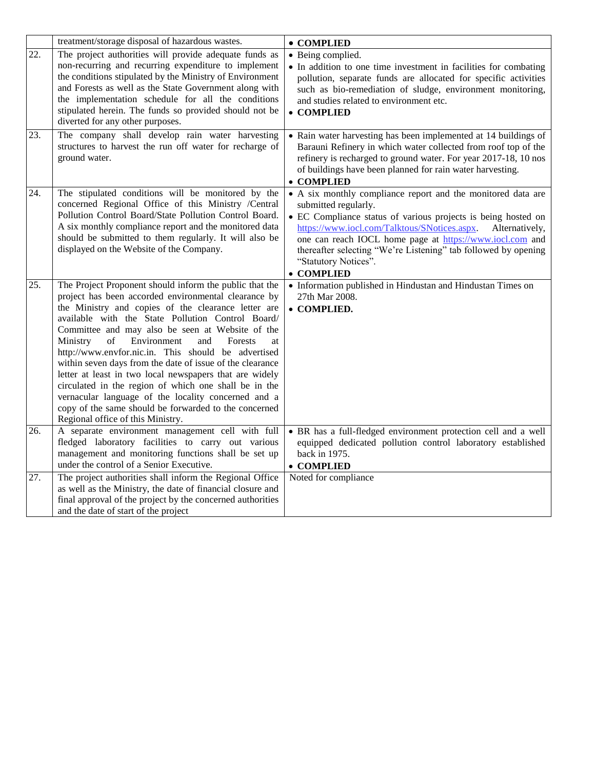| | | |
|---|---|---|
| | treatment/storage disposal of hazardous wastes. | • **COMPLIED** |
| 22. | The project authorities will provide adequate funds as non-recurring and recurring expenditure to implement the conditions stipulated by the Ministry of Environment and Forests as well as the State Government along with the implementation schedule for all the conditions stipulated herein. The funds so provided should not be diverted for any other purposes. | • Being complied.<br>• In addition to one time investment in facilities for combating pollution, separate funds are allocated for specific activities such as bio-remediation of sludge, environment monitoring, and studies related to environment etc.<br>• **COMPLIED** |
| 23. | The company shall develop rain water harvesting structures to harvest the run off water for recharge of ground water. | • Rain water harvesting has been implemented at 14 buildings of Barauni Refinery in which water collected from roof top of the refinery is recharged to ground water. For year 2017-18, 10 nos of buildings have been planned for rain water harvesting.<br>• **COMPLIED** |
| 24. | The stipulated conditions will be monitored by the concerned Regional Office of this Ministry /Central Pollution Control Board/State Pollution Control Board. A six monthly compliance report and the monitored data should be submitted to them regularly. It will also be displayed on the Website of the Company. | • A six monthly compliance report and the monitored data are submitted regularly.<br>• EC Compliance status of various projects is being hosted on https://www.iocl.com/Talktous/SNotices.aspx. Alternatively, one can reach IOCL home page at https://www.iocl.com and thereafter selecting "We're Listening" tab followed by opening "Statutory Notices".<br>• **COMPLIED** |
| 25. | The Project Proponent should inform the public that the project has been accorded environmental clearance by the Ministry and copies of the clearance letter are available with the State Pollution Control Board/ Committee and may also be seen at Website of the Ministry of Environment and Forests at http://www.envfor.nic.in. This should be advertised within seven days from the date of issue of the clearance letter at least in two local newspapers that are widely circulated in the region of which one shall be in the vernacular language of the locality concerned and a copy of the same should be forwarded to the concerned Regional office of this Ministry. | • Information published in Hindustan and Hindustan Times on 27th Mar 2008.<br>• **COMPLIED.** |
| 26. | A separate environment management cell with full fledged laboratory facilities to carry out various management and monitoring functions shall be set up under the control of a Senior Executive. | • BR has a full-fledged environment protection cell and a well equipped dedicated pollution control laboratory established back in 1975.<br>• **COMPLIED** |
| 27. | The project authorities shall inform the Regional Office as well as the Ministry, the date of financial closure and final approval of the project by the concerned authorities and the date of start of the project | Noted for compliance |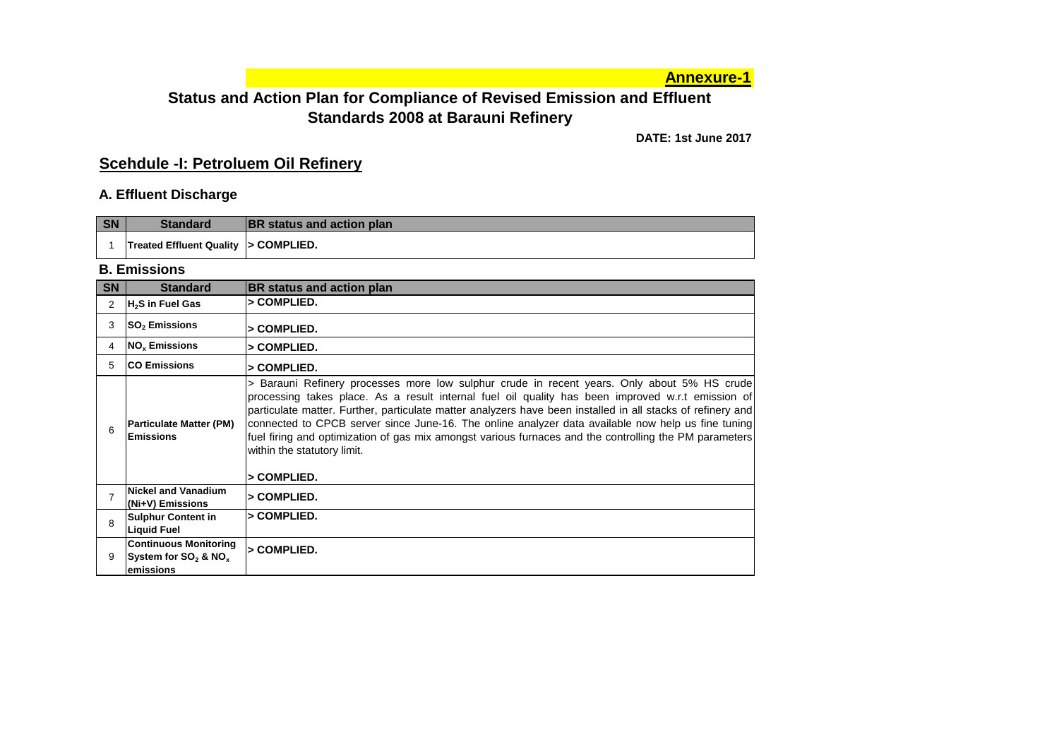**Annexure-1**

# Status and Action Plan for Compliance of Revised Emission and Effluent Standards 2008 at Barauni Refinery

**DATE: 1st June 2017**

## Scehdule -I: Petroluem Oil Refinery

### A. Effluent Discharge

| SN | Standard | BR status and action plan |
|---|---|---|
| 1 | Treated Effluent Quality | > COMPLIED. |

### B. Emissions

| SN | Standard | BR status and action plan |
|---|---|---|
| 2 | $H_2S$ in Fuel Gas | > COMPLIED. |
| 3 | $SO_2$ Emissions | > COMPLIED. |
| 4 | $NO_x$ Emissions | > COMPLIED. |
| 5 | CO Emissions | > COMPLIED. |
| 6 | Particulate Matter (PM) Emissions | > Barauni Refinery processes more low sulphur crude in recent years. Only about 5% HS crude processing takes place. As a result internal fuel oil quality has been improved w.r.t emission of particulate matter. Further, particulate matter analyzers have been installed in all stacks of refinery and connected to CPCB server since June-16. The online analyzer data available now help us fine tuning fuel firing and optimization of gas mix amongst various furnaces and the controlling the PM parameters within the statutory limit.<br><br>> COMPLIED. |
| 7 | Nickel and Vanadium (Ni+V) Emissions | > COMPLIED. |
| 8 | Sulphur Content in Liquid Fuel | > COMPLIED. |
| 9 | Continuous Monitoring System for $SO_2$ & $NO_x$ emissions | > COMPLIED. |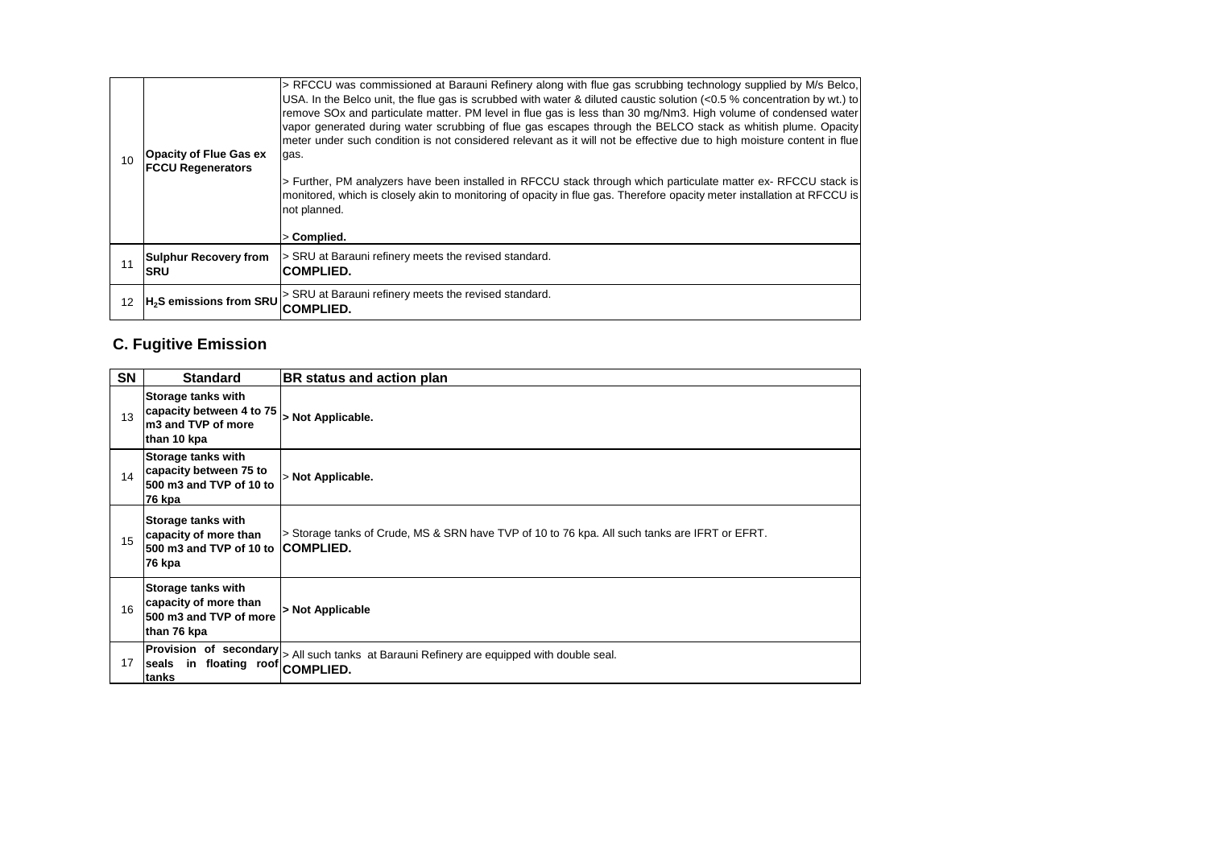| | | |
|---|---|---|
| 10 | **Opacity of Flue Gas ex FCCU Regenerators** | > RFCCU was commissioned at Barauni Refinery along with flue gas scrubbing technology supplied by M/s Belco, USA. In the Belco unit, the flue gas is scrubbed with water & diluted caustic solution (<0.5 % concentration by wt.) to remove SOx and particulate matter. PM level in flue gas is less than 30 mg/Nm3. High volume of condensed water vapor generated during water scrubbing of flue gas escapes through the BELCO stack as whitish plume. Opacity meter under such condition is not considered relevant as it will not be effective due to high moisture content in flue gas.<br><br>> Further, PM analyzers have been installed in RFCCU stack through which particulate matter ex- RFCCU stack is monitored, which is closely akin to monitoring of opacity in flue gas. Therefore opacity meter installation at RFCCU is not planned.<br><br>> **Complied.** |
| 11 | **Sulphur Recovery from SRU** | > SRU at Barauni refinery meets the revised standard.<br>**COMPLIED.** |
| 12 | **$H_2S$ emissions from SRU** | > SRU at Barauni refinery meets the revised standard.<br>**COMPLIED.** |

## C. Fugitive Emission

| SN | Standard | BR status and action plan |
|---|---|---|
| 13 | **Storage tanks with capacity between 4 to 75 m3 and TVP of more than 10 kpa** | **> Not Applicable.** |
| 14 | **Storage tanks with capacity between 75 to 500 m3 and TVP of 10 to 76 kpa** | > **Not Applicable.** |
| 15 | **Storage tanks with capacity of more than 500 m3 and TVP of 10 to 76 kpa** | > Storage tanks of Crude, MS & SRN have TVP of 10 to 76 kpa. All such tanks are IFRT or EFRT.<br>**COMPLIED.** |
| 16 | **Storage tanks with capacity of more than 500 m3 and TVP of more than 76 kpa** | **> Not Applicable** |
| 17 | **Provision of secondary seals in floating roof tanks** | > All such tanks at Barauni Refinery are equipped with double seal.<br>**COMPLIED.** |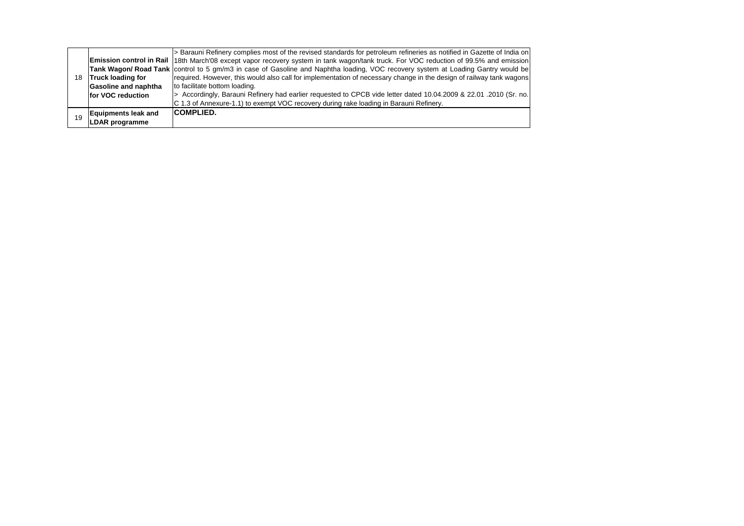| 18 | **Emission control in Rail Tank Wagon/ Road Tank Truck loading for Gasoline and naphtha for VOC reduction** | > Barauni Refinery complies most of the revised standards for petroleum refineries as notified in Gazette of India on 18th March'08 except vapor recovery system in tank wagon/tank truck. For VOC reduction of 99.5% and emission control to 5 gm/m3 in case of Gasoline and Naphtha loading, VOC recovery system at Loading Gantry would be required. However, this would also call for implementation of necessary change in the design of railway tank wagons to facilitate bottom loading.<br>> Accordingly, Barauni Refinery had earlier requested to CPCB vide letter dated 10.04.2009 & 22.01 .2010 (Sr. no. C 1.3 of Annexure-1.1) to exempt VOC recovery during rake loading in Barauni Refinery. |
|---|---|---|
| 19 | **Equipments leak and LDAR programme** | **COMPLIED.** |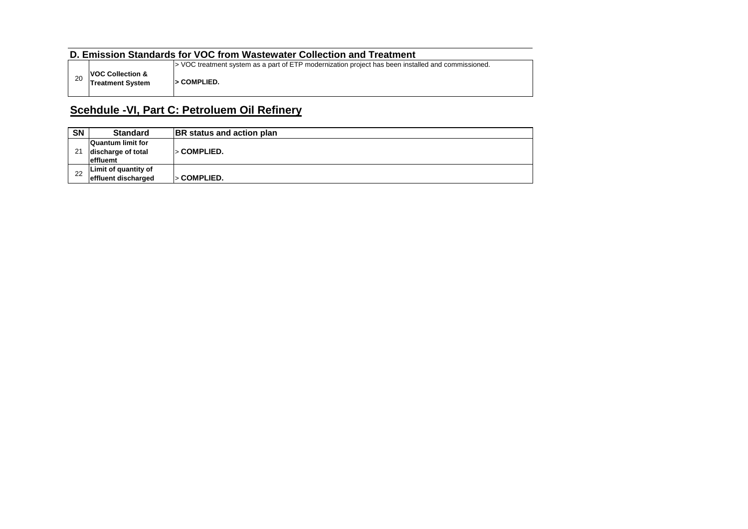## D. Emission Standards for VOC from Wastewater Collection and Treatment

| | | |
|---|---|---|
| 20 | **VOC Collection & Treatment System** | > VOC treatment system as a part of ETP modernization project has been installed and commissioned.<br><br>**> COMPLIED.** |

## Scehdule -VI, Part C: Petroluem Oil Refinery

| SN | Standard | BR status and action plan |
|---|---|---|
| 21 | **Quantum limit for discharge of total effluemt** | > **COMPLIED.** |
| 22 | **Limit of quantity of effluent discharged** | > **COMPLIED.** |